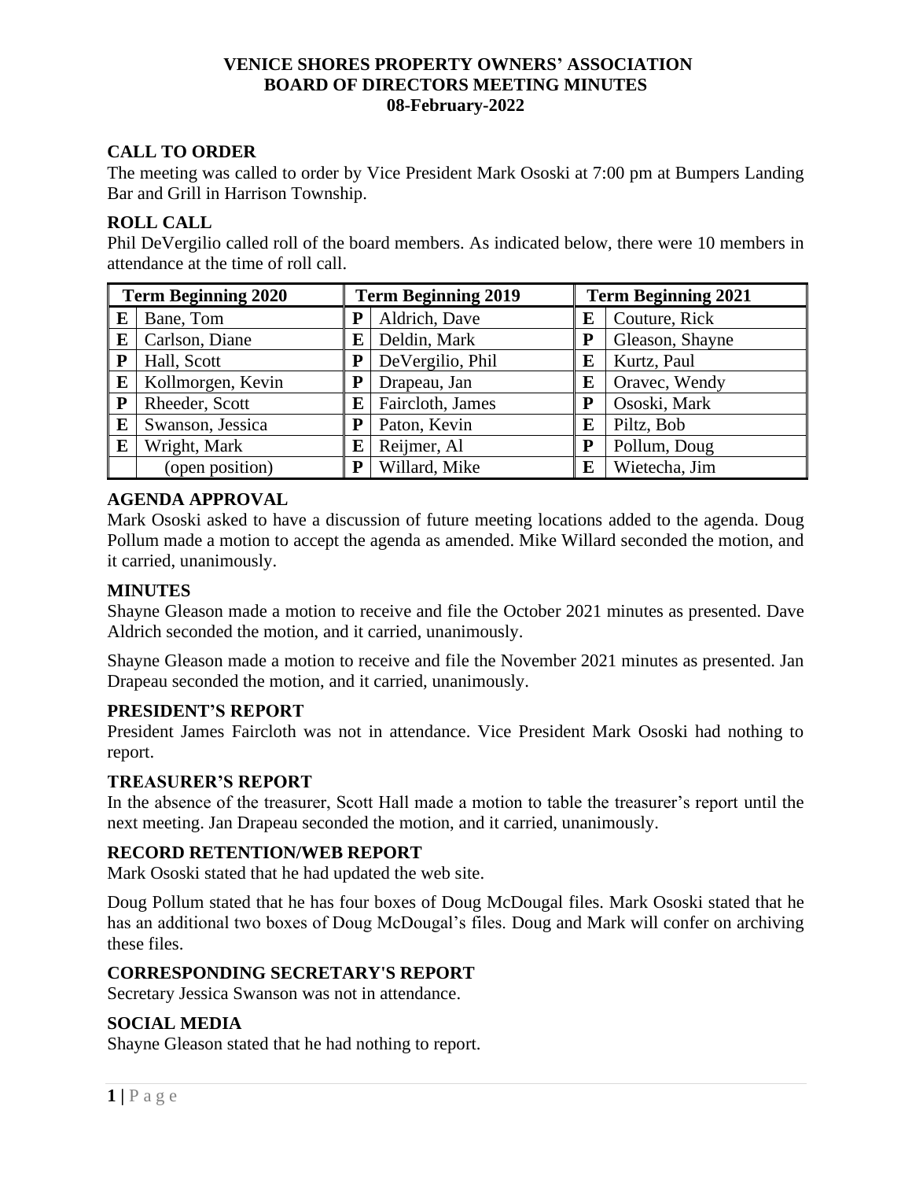# VENICE SHORES PROPERTY OWNERS' ASSOCIATION
# BOARD OF DIRECTORS MEETING MINUTES
# 08-February-2022

## CALL TO ORDER

The meeting was called to order by Vice President Mark Ososki at 7:00 pm at Bumpers Landing Bar and Grill in Harrison Township.

## ROLL CALL

Phil DeVergilio called roll of the board members. As indicated below, there were 10 members in attendance at the time of roll call.

| Term Beginning 2020 | | Term Beginning 2019 | | Term Beginning 2021 | |
|---|---|---|---|---|---|
| E | Bane, Tom | P | Aldrich, Dave | E | Couture, Rick |
| E | Carlson, Diane | E | Deldin, Mark | P | Gleason, Shayne |
| P | Hall, Scott | P | DeVergilio, Phil | E | Kurtz, Paul |
| E | Kollmorgen, Kevin | P | Drapeau, Jan | E | Oravec, Wendy |
| P | Rheeder, Scott | E | Faircloth, James | P | Ososki, Mark |
| E | Swanson, Jessica | P | Paton, Kevin | E | Piltz, Bob |
| E | Wright, Mark | E | Reijmer, Al | P | Pollum, Doug |
| | (open position) | P | Willard, Mike | E | Wietecha, Jim |

## AGENDA APPROVAL

Mark Ososki asked to have a discussion of future meeting locations added to the agenda. Doug Pollum made a motion to accept the agenda as amended. Mike Willard seconded the motion, and it carried, unanimously.

## MINUTES

Shayne Gleason made a motion to receive and file the October 2021 minutes as presented. Dave Aldrich seconded the motion, and it carried, unanimously.

Shayne Gleason made a motion to receive and file the November 2021 minutes as presented. Jan Drapeau seconded the motion, and it carried, unanimously.

## PRESIDENT'S REPORT

President James Faircloth was not in attendance. Vice President Mark Ososki had nothing to report.

## TREASURER'S REPORT

In the absence of the treasurer, Scott Hall made a motion to table the treasurer's report until the next meeting. Jan Drapeau seconded the motion, and it carried, unanimously.

## RECORD RETENTION/WEB REPORT

Mark Ososki stated that he had updated the web site.

Doug Pollum stated that he has four boxes of Doug McDougal files. Mark Ososki stated that he has an additional two boxes of Doug McDougal's files. Doug and Mark will confer on archiving these files.

## CORRESPONDING SECRETARY'S REPORT

Secretary Jessica Swanson was not in attendance.

## SOCIAL MEDIA

Shayne Gleason stated that he had nothing to report.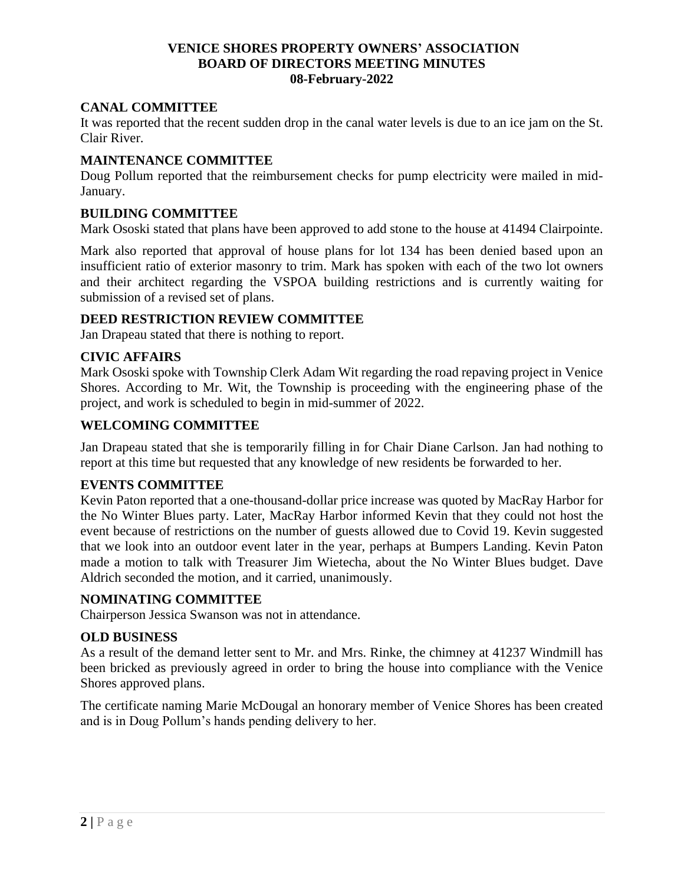**VENICE SHORES PROPERTY OWNERS' ASSOCIATION**
**BOARD OF DIRECTORS MEETING MINUTES**
**08-February-2022**

## CANAL COMMITTEE

It was reported that the recent sudden drop in the canal water levels is due to an ice jam on the St. Clair River.

## MAINTENANCE COMMITTEE

Doug Pollum reported that the reimbursement checks for pump electricity were mailed in mid-January.

## BUILDING COMMITTEE

Mark Ososki stated that plans have been approved to add stone to the house at 41494 Clairpointe.

Mark also reported that approval of house plans for lot 134 has been denied based upon an insufficient ratio of exterior masonry to trim. Mark has spoken with each of the two lot owners and their architect regarding the VSPOA building restrictions and is currently waiting for submission of a revised set of plans.

## DEED RESTRICTION REVIEW COMMITTEE

Jan Drapeau stated that there is nothing to report.

## CIVIC AFFAIRS

Mark Ososki spoke with Township Clerk Adam Wit regarding the road repaving project in Venice Shores. According to Mr. Wit, the Township is proceeding with the engineering phase of the project, and work is scheduled to begin in mid-summer of 2022.

## WELCOMING COMMITTEE

Jan Drapeau stated that she is temporarily filling in for Chair Diane Carlson. Jan had nothing to report at this time but requested that any knowledge of new residents be forwarded to her.

## EVENTS COMMITTEE

Kevin Paton reported that a one-thousand-dollar price increase was quoted by MacRay Harbor for the No Winter Blues party. Later, MacRay Harbor informed Kevin that they could not host the event because of restrictions on the number of guests allowed due to Covid 19. Kevin suggested that we look into an outdoor event later in the year, perhaps at Bumpers Landing. Kevin Paton made a motion to talk with Treasurer Jim Wietecha, about the No Winter Blues budget. Dave Aldrich seconded the motion, and it carried, unanimously.

## NOMINATING COMMITTEE

Chairperson Jessica Swanson was not in attendance.

## OLD BUSINESS

As a result of the demand letter sent to Mr. and Mrs. Rinke, the chimney at 41237 Windmill has been bricked as previously agreed in order to bring the house into compliance with the Venice Shores approved plans.

The certificate naming Marie McDougal an honorary member of Venice Shores has been created and is in Doug Pollum's hands pending delivery to her.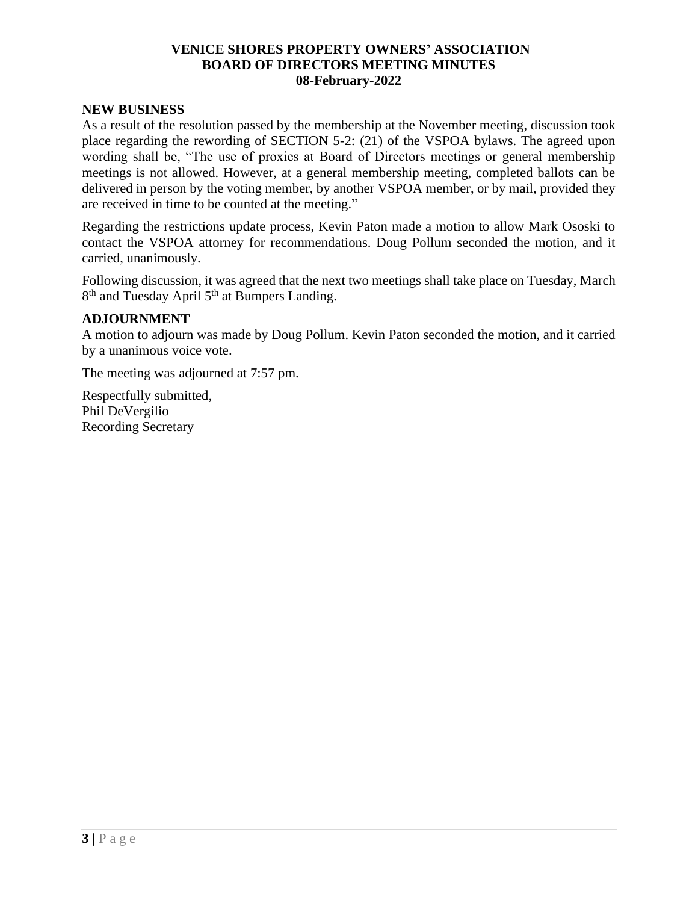**VENICE SHORES PROPERTY OWNERS' ASSOCIATION**
**BOARD OF DIRECTORS MEETING MINUTES**
**08-February-2022**

## NEW BUSINESS

As a result of the resolution passed by the membership at the November meeting, discussion took place regarding the rewording of SECTION 5-2: (21) of the VSPOA bylaws. The agreed upon wording shall be, "The use of proxies at Board of Directors meetings or general membership meetings is not allowed. However, at a general membership meeting, completed ballots can be delivered in person by the voting member, by another VSPOA member, or by mail, provided they are received in time to be counted at the meeting."

Regarding the restrictions update process, Kevin Paton made a motion to allow Mark Ososki to contact the VSPOA attorney for recommendations. Doug Pollum seconded the motion, and it carried, unanimously.

Following discussion, it was agreed that the next two meetings shall take place on Tuesday, March 8th and Tuesday April 5th at Bumpers Landing.

## ADJOURNMENT

A motion to adjourn was made by Doug Pollum. Kevin Paton seconded the motion, and it carried by a unanimous voice vote.

The meeting was adjourned at 7:57 pm.

Respectfully submitted,
Phil DeVergilio
Recording Secretary